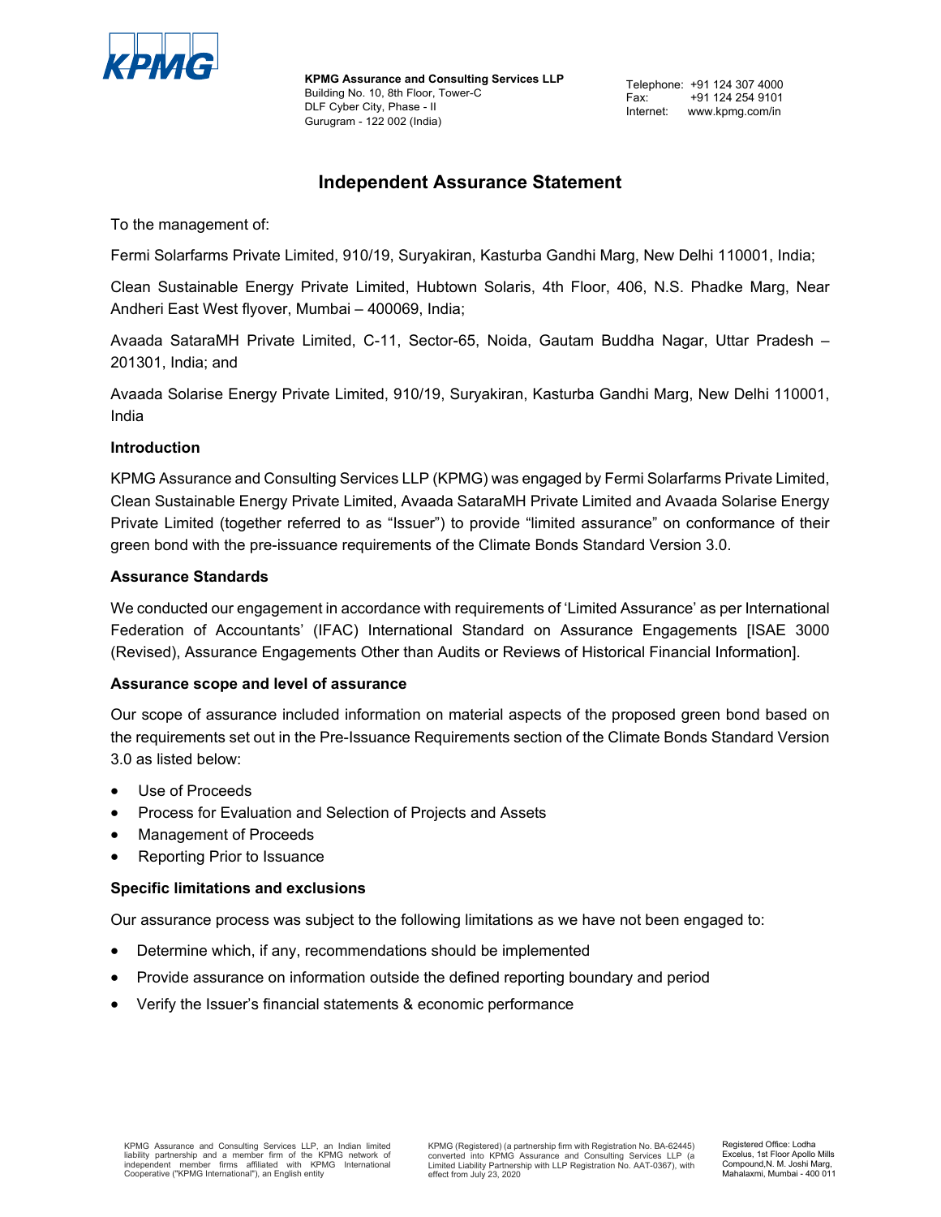**KPMG Assurance and Consulting Services LLP**
Building No. 10, 8th Floor, Tower-C
DLF Cyber City, Phase - II
Gurugram - 122 002 (India)

Telephone: +91 124 307 4000
Fax: +91 124 254 9101
Internet: www.kpmg.com/in

# Independent Assurance Statement

To the management of:

Fermi Solarfarms Private Limited, 910/19, Suryakiran, Kasturba Gandhi Marg, New Delhi 110001, India;

Clean Sustainable Energy Private Limited, Hubtown Solaris, 4th Floor, 406, N.S. Phadke Marg, Near Andheri East West flyover, Mumbai – 400069, India;

Avaada SataraMH Private Limited, C-11, Sector-65, Noida, Gautam Buddha Nagar, Uttar Pradesh – 201301, India; and

Avaada Solarise Energy Private Limited, 910/19, Suryakiran, Kasturba Gandhi Marg, New Delhi 110001, India

## Introduction

KPMG Assurance and Consulting Services LLP (KPMG) was engaged by Fermi Solarfarms Private Limited, Clean Sustainable Energy Private Limited, Avaada SataraMH Private Limited and Avaada Solarise Energy Private Limited (together referred to as "Issuer") to provide "limited assurance" on conformance of their green bond with the pre-issuance requirements of the Climate Bonds Standard Version 3.0.

## Assurance Standards

We conducted our engagement in accordance with requirements of 'Limited Assurance' as per International Federation of Accountants' (IFAC) International Standard on Assurance Engagements [ISAE 3000 (Revised), Assurance Engagements Other than Audits or Reviews of Historical Financial Information].

## Assurance scope and level of assurance

Our scope of assurance included information on material aspects of the proposed green bond based on the requirements set out in the Pre-Issuance Requirements section of the Climate Bonds Standard Version 3.0 as listed below:

- Use of Proceeds
- Process for Evaluation and Selection of Projects and Assets
- Management of Proceeds
- Reporting Prior to Issuance

## Specific limitations and exclusions

Our assurance process was subject to the following limitations as we have not been engaged to:

- Determine which, if any, recommendations should be implemented
- Provide assurance on information outside the defined reporting boundary and period
- Verify the Issuer's financial statements & economic performance

KPMG Assurance and Consulting Services LLP, an Indian limited liability partnership and a member firm of the KPMG network of independent member firms affiliated with KPMG International Cooperative ("KPMG International"), an English entity

KPMG (Registered) (a partnership firm with Registration No. BA-62445) converted into KPMG Assurance and Consulting Services LLP (a Limited Liability Partnership with LLP Registration No. AAT-0367), with effect from July 23, 2020

Registered Office: Lodha Excelus, 1st Floor Apollo Mills Compound,N. M. Joshi Marg, Mahalaxmi, Mumbai - 400 011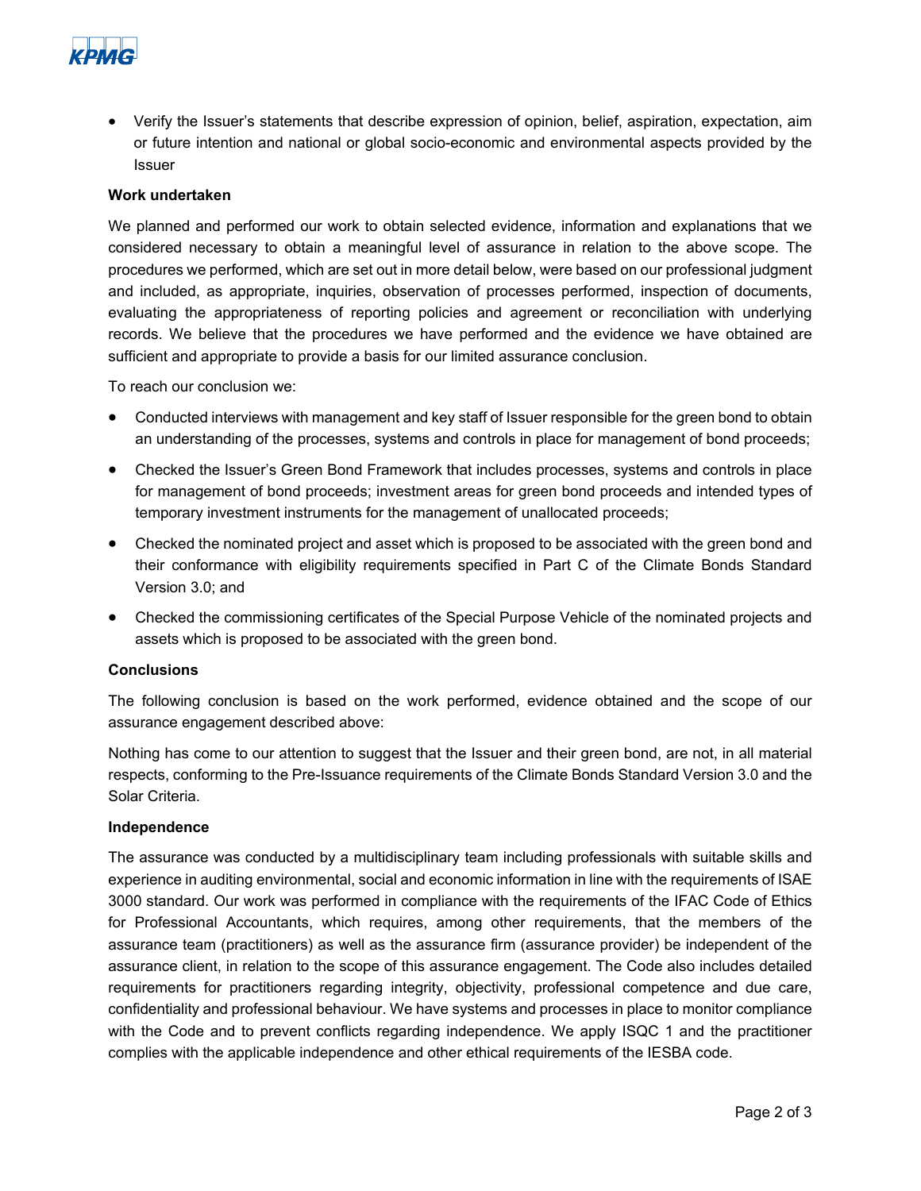- Verify the Issuer's statements that describe expression of opinion, belief, aspiration, expectation, aim or future intention and national or global socio-economic and environmental aspects provided by the Issuer

**Work undertaken**

We planned and performed our work to obtain selected evidence, information and explanations that we considered necessary to obtain a meaningful level of assurance in relation to the above scope. The procedures we performed, which are set out in more detail below, were based on our professional judgment and included, as appropriate, inquiries, observation of processes performed, inspection of documents, evaluating the appropriateness of reporting policies and agreement or reconciliation with underlying records. We believe that the procedures we have performed and the evidence we have obtained are sufficient and appropriate to provide a basis for our limited assurance conclusion.

To reach our conclusion we:

- Conducted interviews with management and key staff of Issuer responsible for the green bond to obtain an understanding of the processes, systems and controls in place for management of bond proceeds;
- Checked the Issuer's Green Bond Framework that includes processes, systems and controls in place for management of bond proceeds; investment areas for green bond proceeds and intended types of temporary investment instruments for the management of unallocated proceeds;
- Checked the nominated project and asset which is proposed to be associated with the green bond and their conformance with eligibility requirements specified in Part C of the Climate Bonds Standard Version 3.0; and
- Checked the commissioning certificates of the Special Purpose Vehicle of the nominated projects and assets which is proposed to be associated with the green bond.

**Conclusions**

The following conclusion is based on the work performed, evidence obtained and the scope of our assurance engagement described above:

Nothing has come to our attention to suggest that the Issuer and their green bond, are not, in all material respects, conforming to the Pre-Issuance requirements of the Climate Bonds Standard Version 3.0 and the Solar Criteria.

**Independence**

The assurance was conducted by a multidisciplinary team including professionals with suitable skills and experience in auditing environmental, social and economic information in line with the requirements of ISAE 3000 standard. Our work was performed in compliance with the requirements of the IFAC Code of Ethics for Professional Accountants, which requires, among other requirements, that the members of the assurance team (practitioners) as well as the assurance firm (assurance provider) be independent of the assurance client, in relation to the scope of this assurance engagement. The Code also includes detailed requirements for practitioners regarding integrity, objectivity, professional competence and due care, confidentiality and professional behaviour. We have systems and processes in place to monitor compliance with the Code and to prevent conflicts regarding independence. We apply ISQC 1 and the practitioner complies with the applicable independence and other ethical requirements of the IESBA code.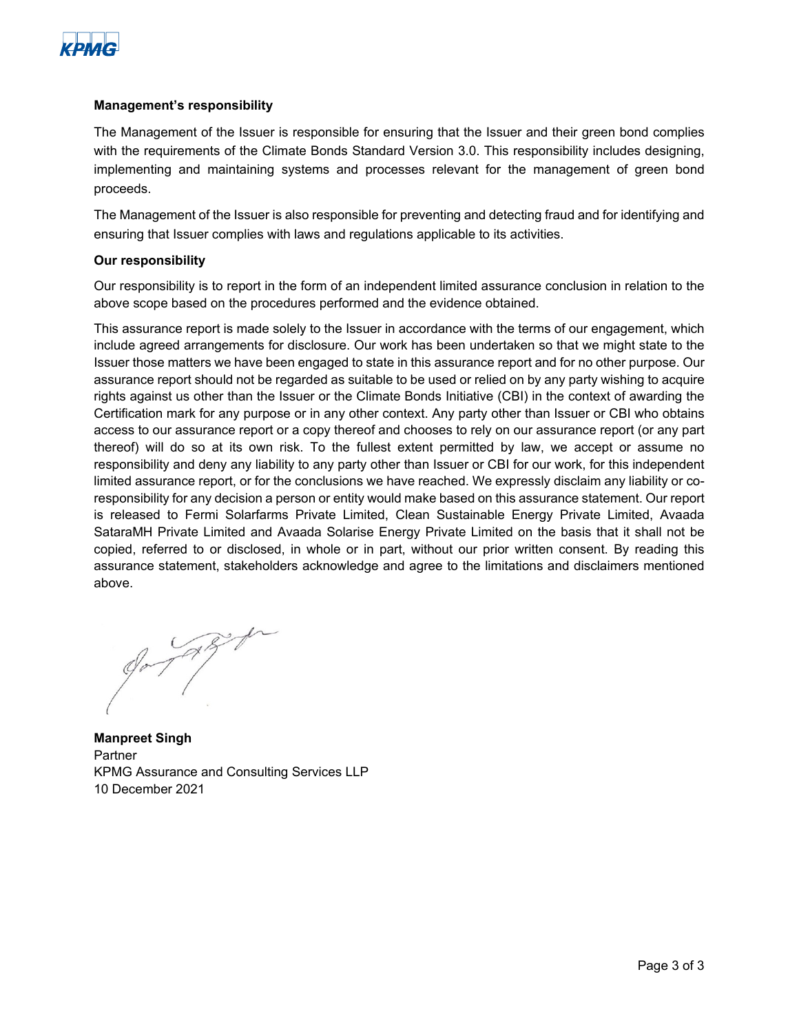**Management's responsibility**

The Management of the Issuer is responsible for ensuring that the Issuer and their green bond complies with the requirements of the Climate Bonds Standard Version 3.0. This responsibility includes designing, implementing and maintaining systems and processes relevant for the management of green bond proceeds.

The Management of the Issuer is also responsible for preventing and detecting fraud and for identifying and ensuring that Issuer complies with laws and regulations applicable to its activities.

**Our responsibility**

Our responsibility is to report in the form of an independent limited assurance conclusion in relation to the above scope based on the procedures performed and the evidence obtained.

This assurance report is made solely to the Issuer in accordance with the terms of our engagement, which include agreed arrangements for disclosure. Our work has been undertaken so that we might state to the Issuer those matters we have been engaged to state in this assurance report and for no other purpose. Our assurance report should not be regarded as suitable to be used or relied on by any party wishing to acquire rights against us other than the Issuer or the Climate Bonds Initiative (CBI) in the context of awarding the Certification mark for any purpose or in any other context. Any party other than Issuer or CBI who obtains access to our assurance report or a copy thereof and chooses to rely on our assurance report (or any part thereof) will do so at its own risk. To the fullest extent permitted by law, we accept or assume no responsibility and deny any liability to any party other than Issuer or CBI for our work, for this independent limited assurance report, or for the conclusions we have reached. We expressly disclaim any liability or co-responsibility for any decision a person or entity would make based on this assurance statement. Our report is released to Fermi Solarfarms Private Limited, Clean Sustainable Energy Private Limited, Avaada SataraMH Private Limited and Avaada Solarise Energy Private Limited on the basis that it shall not be copied, referred to or disclosed, in whole or in part, without our prior written consent. By reading this assurance statement, stakeholders acknowledge and agree to the limitations and disclaimers mentioned above.

**Manpreet Singh**
Partner
KPMG Assurance and Consulting Services LLP
10 December 2021